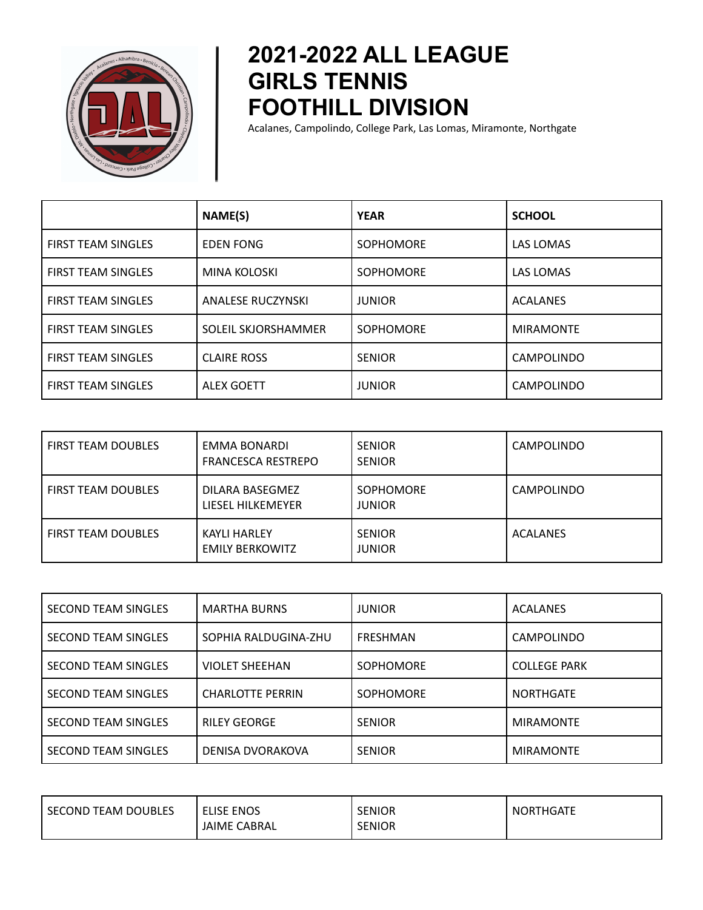# 2021-2022 ALL LEAGUE GIRLS TENNIS FOOTHILL DIVISION

Acalanes, Campolindo, College Park, Las Lomas, Miramonte, Northgate

| | NAME(S) | YEAR | SCHOOL |
|---|---|---|---|
| FIRST TEAM SINGLES | EDEN FONG | SOPHOMORE | LAS LOMAS |
| FIRST TEAM SINGLES | MINA KOLOSKI | SOPHOMORE | LAS LOMAS |
| FIRST TEAM SINGLES | ANALESE RUCZYNSKI | JUNIOR | ACALANES |
| FIRST TEAM SINGLES | SOLEIL SKJORSHAMMER | SOPHOMORE | MIRAMONTE |
| FIRST TEAM SINGLES | CLAIRE ROSS | SENIOR | CAMPOLINDO |
| FIRST TEAM SINGLES | ALEX GOETT | JUNIOR | CAMPOLINDO |

| | | | |
|---|---|---|---|
| FIRST TEAM DOUBLES | EMMA BONARDI<br>FRANCESCA RESTREPO | SENIOR<br>SENIOR | CAMPOLINDO |
| FIRST TEAM DOUBLES | DILARA BASEGMEZ<br>LIESEL HILKEMEYER | SOPHOMORE<br>JUNIOR | CAMPOLINDO |
| FIRST TEAM DOUBLES | KAYLI HARLEY<br>EMILY BERKOWITZ | SENIOR<br>JUNIOR | ACALANES |

| | | | |
|---|---|---|---|
| SECOND TEAM SINGLES | MARTHA BURNS | JUNIOR | ACALANES |
| SECOND TEAM SINGLES | SOPHIA RALDUGINA-ZHU | FRESHMAN | CAMPOLINDO |
| SECOND TEAM SINGLES | VIOLET SHEEHAN | SOPHOMORE | COLLEGE PARK |
| SECOND TEAM SINGLES | CHARLOTTE PERRIN | SOPHOMORE | NORTHGATE |
| SECOND TEAM SINGLES | RILEY GEORGE | SENIOR | MIRAMONTE |
| SECOND TEAM SINGLES | DENISA DVORAKOVA | SENIOR | MIRAMONTE |

| | | | |
|---|---|---|---|
| SECOND TEAM DOUBLES | ELISE ENOS<br>JAIME CABRAL | SENIOR<br>SENIOR | NORTHGATE |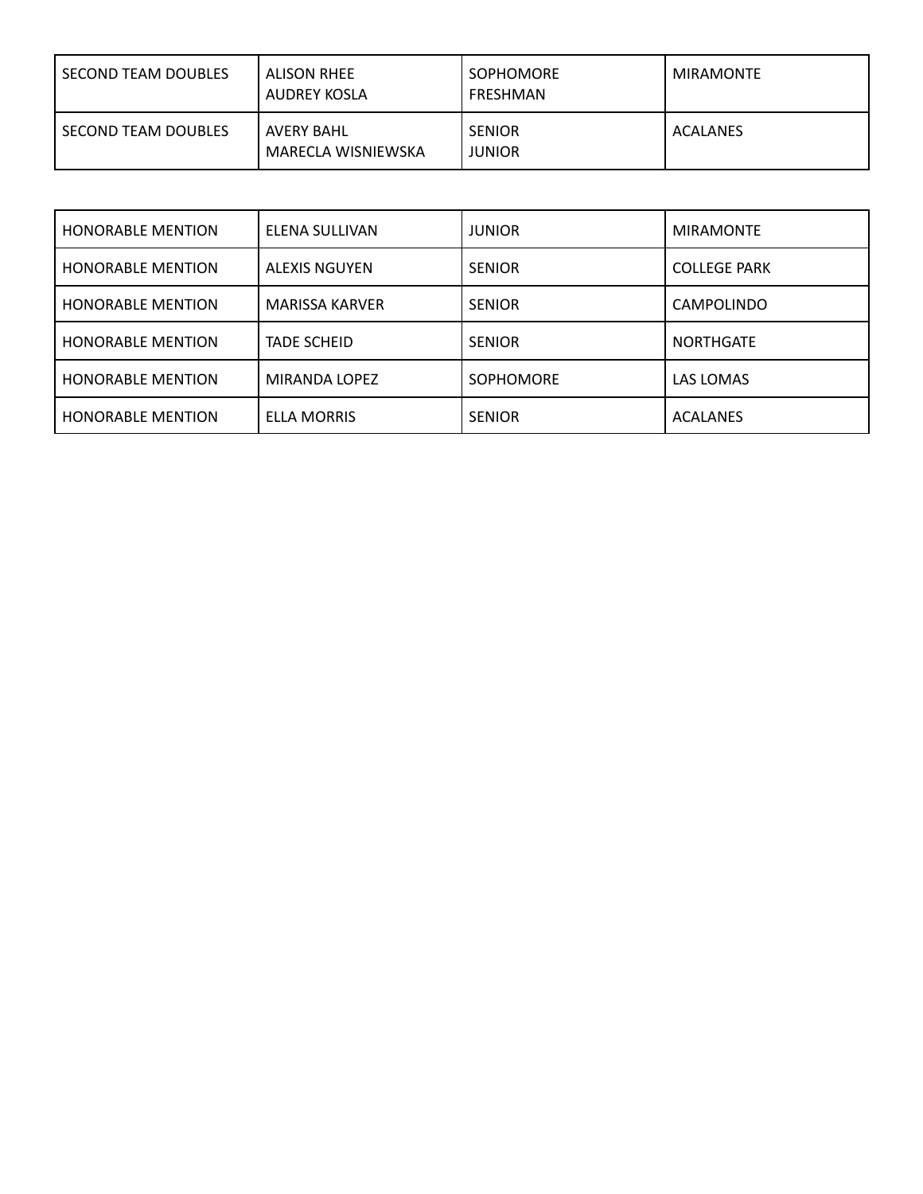| | | | |
|---|---|---|---|
| SECOND TEAM DOUBLES | ALISON RHEE<br>AUDREY KOSLA | SOPHOMORE<br>FRESHMAN | MIRAMONTE |
| SECOND TEAM DOUBLES | AVERY BAHL<br>MARECLA WISNIEWSKA | SENIOR<br>JUNIOR | ACALANES |

| | | | |
|---|---|---|---|
| HONORABLE MENTION | ELENA SULLIVAN | JUNIOR | MIRAMONTE |
| HONORABLE MENTION | ALEXIS NGUYEN | SENIOR | COLLEGE PARK |
| HONORABLE MENTION | MARISSA KARVER | SENIOR | CAMPOLINDO |
| HONORABLE MENTION | TADE SCHEID | SENIOR | NORTHGATE |
| HONORABLE MENTION | MIRANDA LOPEZ | SOPHOMORE | LAS LOMAS |
| HONORABLE MENTION | ELLA MORRIS | SENIOR | ACALANES |